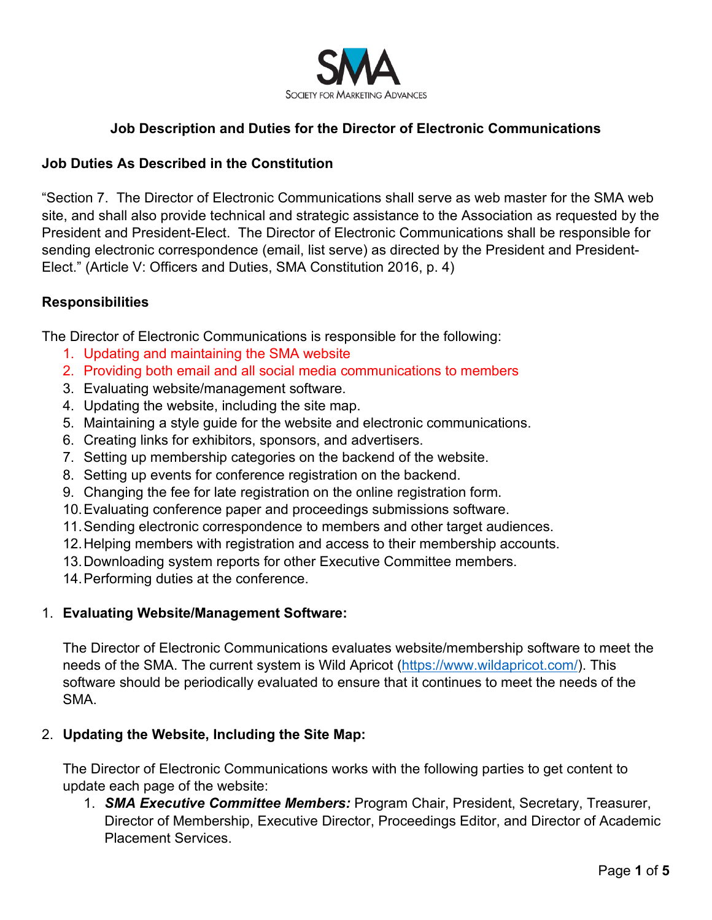SMA

Society for Marketing Advances

## Job Description and Duties for the Director of Electronic Communications

### Job Duties As Described in the Constitution

"Section 7. The Director of Electronic Communications shall serve as web master for the SMA web site, and shall also provide technical and strategic assistance to the Association as requested by the President and President-Elect. The Director of Electronic Communications shall be responsible for sending electronic correspondence (email, list serve) as directed by the President and President-Elect." (Article V: Officers and Duties, SMA Constitution 2016, p. 4)

### Responsibilities

The Director of Electronic Communications is responsible for the following:

1. Updating and maintaining the SMA website
2. Providing both email and all social media communications to members
3. Evaluating website/management software.
4. Updating the website, including the site map.
5. Maintaining a style guide for the website and electronic communications.
6. Creating links for exhibitors, sponsors, and advertisers.
7. Setting up membership categories on the backend of the website.
8. Setting up events for conference registration on the backend.
9. Changing the fee for late registration on the online registration form.
10. Evaluating conference paper and proceedings submissions software.
11. Sending electronic correspondence to members and other target audiences.
12. Helping members with registration and access to their membership accounts.
13. Downloading system reports for other Executive Committee members.
14. Performing duties at the conference.

1. **Evaluating Website/Management Software:**

   The Director of Electronic Communications evaluates website/membership software to meet the needs of the SMA. The current system is Wild Apricot (https://www.wildapricot.com/). This software should be periodically evaluated to ensure that it continues to meet the needs of the SMA.

2. **Updating the Website, Including the Site Map:**

   The Director of Electronic Communications works with the following parties to get content to update each page of the website:

   1. ***SMA Executive Committee Members:*** Program Chair, President, Secretary, Treasurer, Director of Membership, Executive Director, Proceedings Editor, and Director of Academic Placement Services.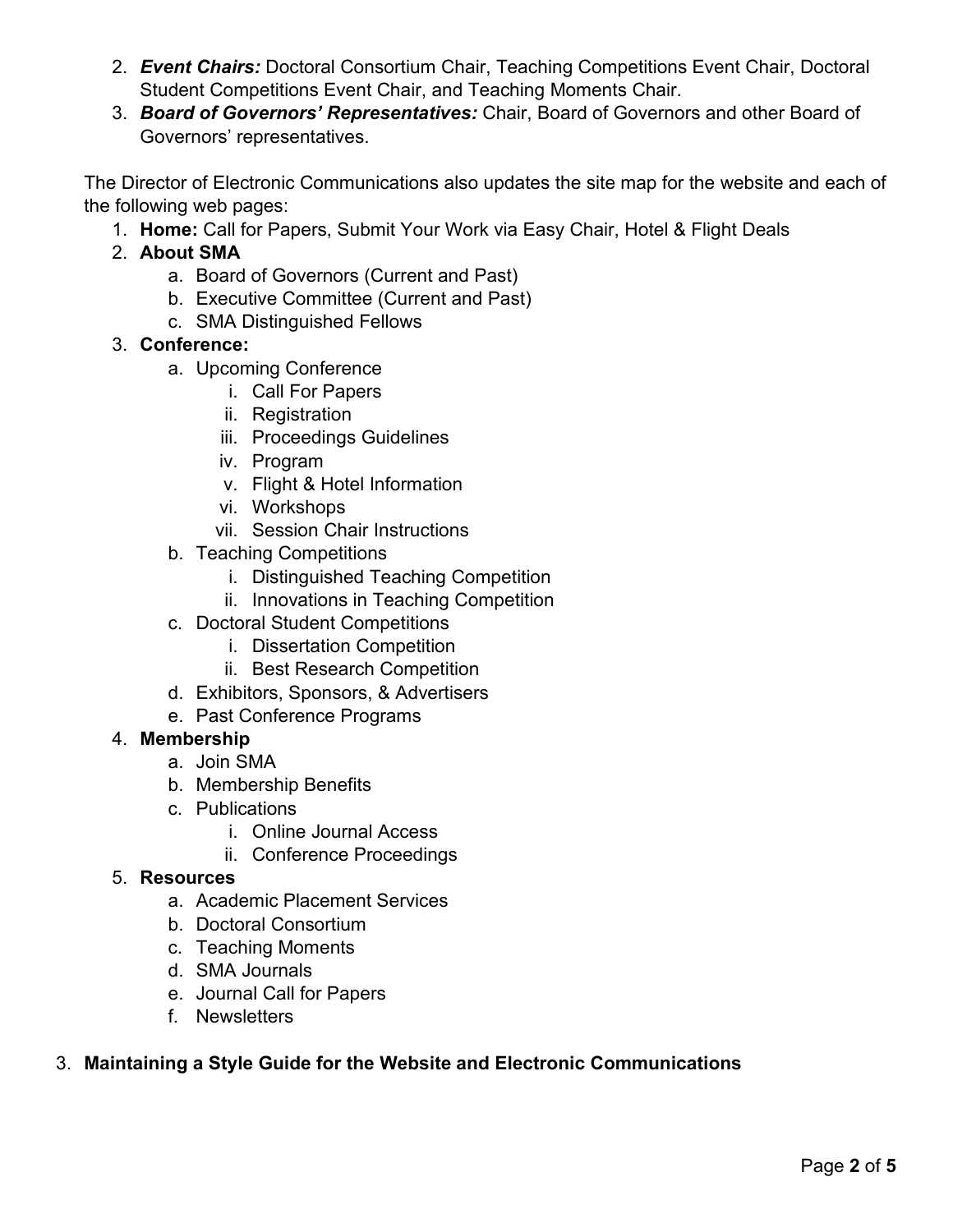2. ***Event Chairs:*** Doctoral Consortium Chair, Teaching Competitions Event Chair, Doctoral Student Competitions Event Chair, and Teaching Moments Chair.
3. ***Board of Governors' Representatives:*** Chair, Board of Governors and other Board of Governors' representatives.

The Director of Electronic Communications also updates the site map for the website and each of the following web pages:

1. **Home:** Call for Papers, Submit Your Work via Easy Chair, Hotel & Flight Deals
2. **About SMA**
   a. Board of Governors (Current and Past)
   b. Executive Committee (Current and Past)
   c. SMA Distinguished Fellows
3. **Conference:**
   a. Upcoming Conference
      i. Call For Papers
      ii. Registration
      iii. Proceedings Guidelines
      iv. Program
      v. Flight & Hotel Information
      vi. Workshops
      vii. Session Chair Instructions
   b. Teaching Competitions
      i. Distinguished Teaching Competition
      ii. Innovations in Teaching Competition
   c. Doctoral Student Competitions
      i. Dissertation Competition
      ii. Best Research Competition
   d. Exhibitors, Sponsors, & Advertisers
   e. Past Conference Programs
4. **Membership**
   a. Join SMA
   b. Membership Benefits
   c. Publications
      i. Online Journal Access
      ii. Conference Proceedings
5. **Resources**
   a. Academic Placement Services
   b. Doctoral Consortium
   c. Teaching Moments
   d. SMA Journals
   e. Journal Call for Papers
   f. Newsletters

3. **Maintaining a Style Guide for the Website and Electronic Communications**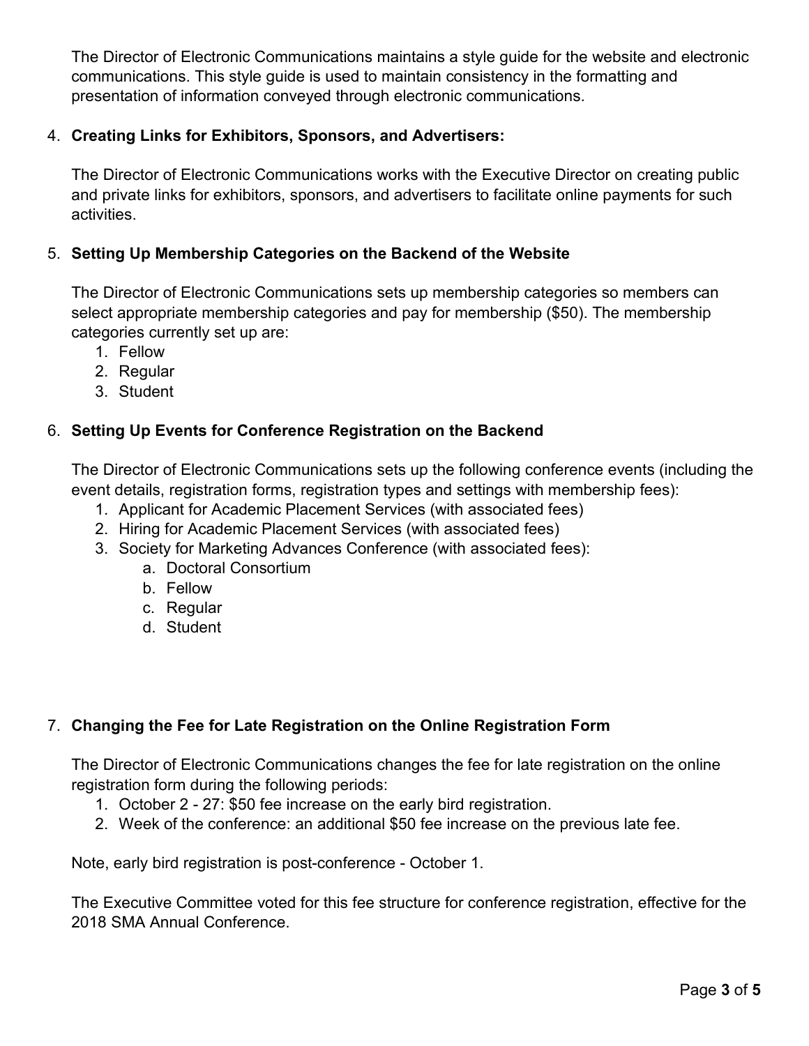The Director of Electronic Communications maintains a style guide for the website and electronic communications. This style guide is used to maintain consistency in the formatting and presentation of information conveyed through electronic communications.

4. **Creating Links for Exhibitors, Sponsors, and Advertisers:**

   The Director of Electronic Communications works with the Executive Director on creating public and private links for exhibitors, sponsors, and advertisers to facilitate online payments for such activities.

5. **Setting Up Membership Categories on the Backend of the Website**

   The Director of Electronic Communications sets up membership categories so members can select appropriate membership categories and pay for membership ($50). The membership categories currently set up are:
   1. Fellow
   2. Regular
   3. Student

6. **Setting Up Events for Conference Registration on the Backend**

   The Director of Electronic Communications sets up the following conference events (including the event details, registration forms, registration types and settings with membership fees):
   1. Applicant for Academic Placement Services (with associated fees)
   2. Hiring for Academic Placement Services (with associated fees)
   3. Society for Marketing Advances Conference (with associated fees):
      a. Doctoral Consortium
      b. Fellow
      c. Regular
      d. Student

7. **Changing the Fee for Late Registration on the Online Registration Form**

   The Director of Electronic Communications changes the fee for late registration on the online registration form during the following periods:
   1. October 2 - 27: $50 fee increase on the early bird registration.
   2. Week of the conference: an additional $50 fee increase on the previous late fee.

   Note, early bird registration is post-conference - October 1.

   The Executive Committee voted for this fee structure for conference registration, effective for the 2018 SMA Annual Conference.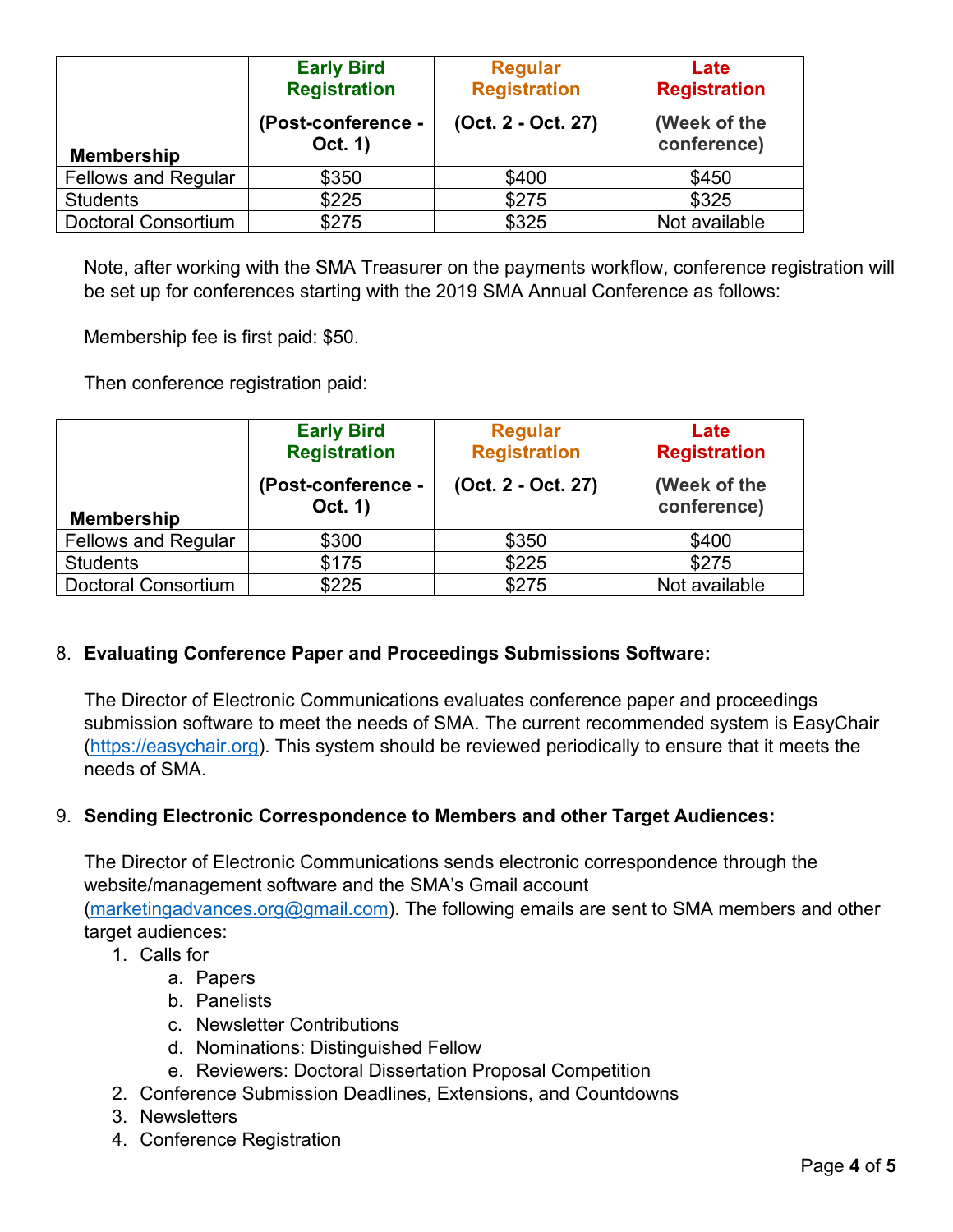| Membership | Early Bird Registration (Post-conference - Oct. 1) | Regular Registration (Oct. 2 - Oct. 27) | Late Registration (Week of the conference) |
|---|---|---|---|
| Fellows and Regular | $350 | $400 | $450 |
| Students | $225 | $275 | $325 |
| Doctoral Consortium | $275 | $325 | Not available |

Note, after working with the SMA Treasurer on the payments workflow, conference registration will be set up for conferences starting with the 2019 SMA Annual Conference as follows:

Membership fee is first paid: $50.

Then conference registration paid:

| Membership | Early Bird Registration (Post-conference - Oct. 1) | Regular Registration (Oct. 2 - Oct. 27) | Late Registration (Week of the conference) |
|---|---|---|---|
| Fellows and Regular | $300 | $350 | $400 |
| Students | $175 | $225 | $275 |
| Doctoral Consortium | $225 | $275 | Not available |

8. **Evaluating Conference Paper and Proceedings Submissions Software:**

   The Director of Electronic Communications evaluates conference paper and proceedings submission software to meet the needs of SMA. The current recommended system is EasyChair (https://easychair.org). This system should be reviewed periodically to ensure that it meets the needs of SMA.

9. **Sending Electronic Correspondence to Members and other Target Audiences:**

   The Director of Electronic Communications sends electronic correspondence through the website/management software and the SMA's Gmail account (marketingadvances.org@gmail.com). The following emails are sent to SMA members and other target audiences:
   1. Calls for
      a. Papers
      b. Panelists
      c. Newsletter Contributions
      d. Nominations: Distinguished Fellow
      e. Reviewers: Doctoral Dissertation Proposal Competition
   2. Conference Submission Deadlines, Extensions, and Countdowns
   3. Newsletters
   4. Conference Registration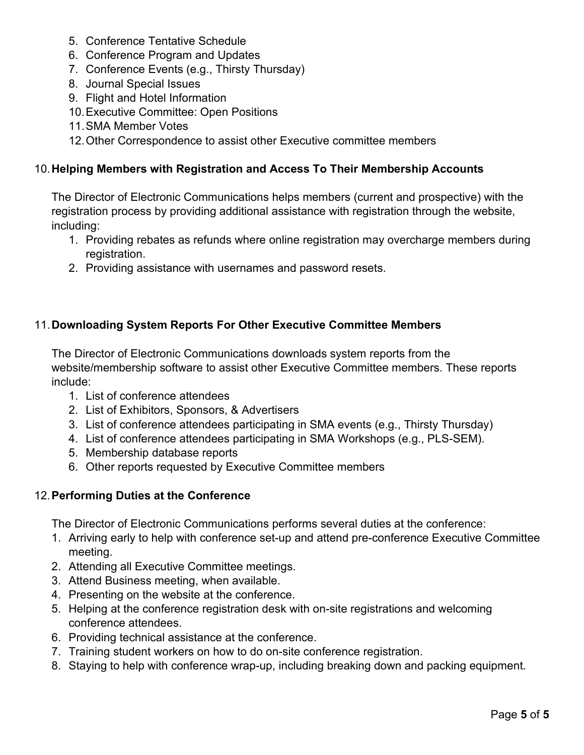5. Conference Tentative Schedule
6. Conference Program and Updates
7. Conference Events (e.g., Thirsty Thursday)
8. Journal Special Issues
9. Flight and Hotel Information
10. Executive Committee: Open Positions
11. SMA Member Votes
12. Other Correspondence to assist other Executive committee members

10. **Helping Members with Registration and Access To Their Membership Accounts**

The Director of Electronic Communications helps members (current and prospective) with the registration process by providing additional assistance with registration through the website, including:

1. Providing rebates as refunds where online registration may overcharge members during registration.
2. Providing assistance with usernames and password resets.

11. **Downloading System Reports For Other Executive Committee Members**

The Director of Electronic Communications downloads system reports from the website/membership software to assist other Executive Committee members. These reports include:

1. List of conference attendees
2. List of Exhibitors, Sponsors, & Advertisers
3. List of conference attendees participating in SMA events (e.g., Thirsty Thursday)
4. List of conference attendees participating in SMA Workshops (e.g., PLS-SEM).
5. Membership database reports
6. Other reports requested by Executive Committee members

12. **Performing Duties at the Conference**

The Director of Electronic Communications performs several duties at the conference:

1. Arriving early to help with conference set-up and attend pre-conference Executive Committee meeting.
2. Attending all Executive Committee meetings.
3. Attend Business meeting, when available.
4. Presenting on the website at the conference.
5. Helping at the conference registration desk with on-site registrations and welcoming conference attendees.
6. Providing technical assistance at the conference.
7. Training student workers on how to do on-site conference registration.
8. Staying to help with conference wrap-up, including breaking down and packing equipment.